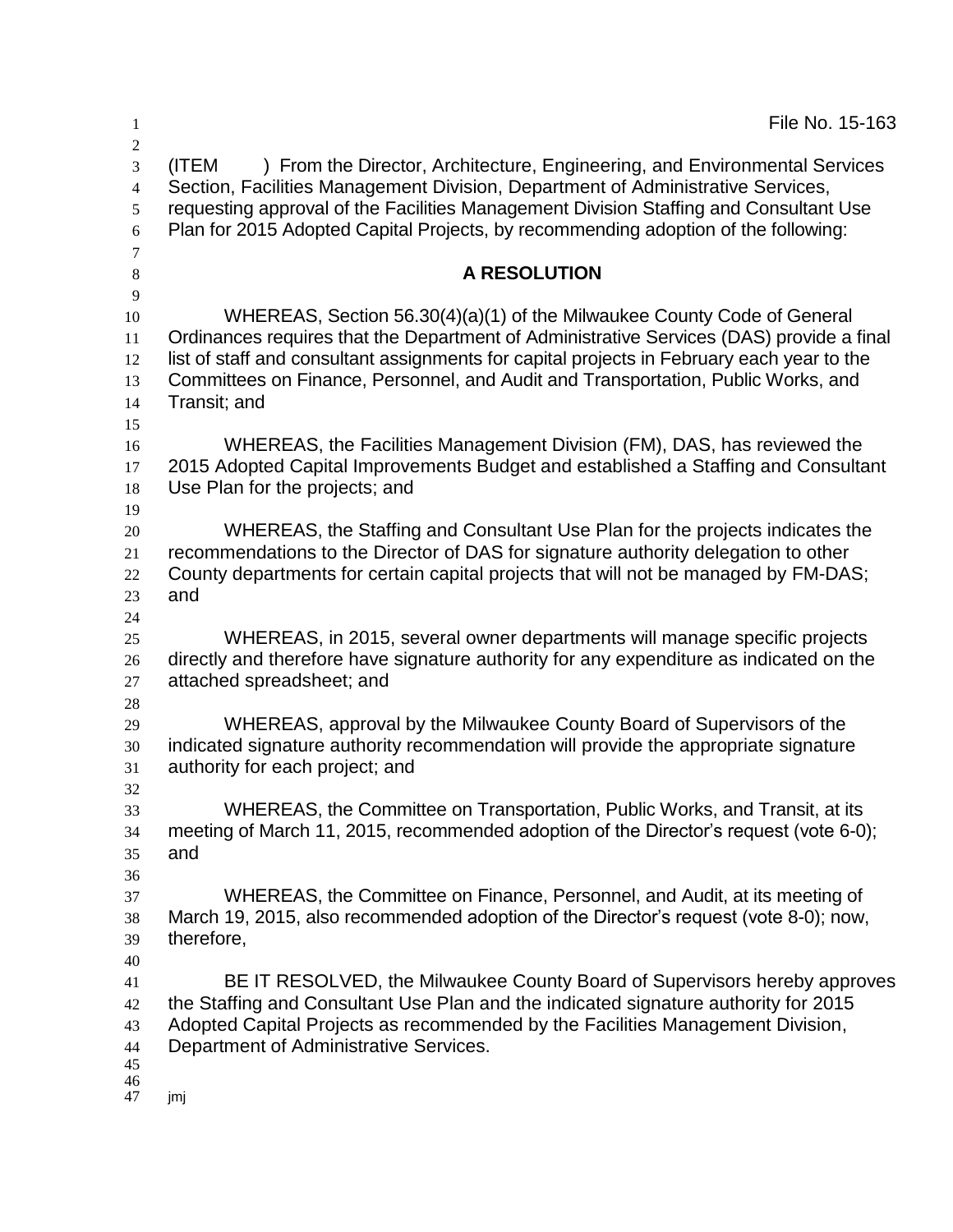File No. 15-163

(ITEM ) From the Director, Architecture, Engineering, and Environmental Services Section, Facilities Management Division, Department of Administrative Services, requesting approval of the Facilities Management Division Staffing and Consultant Use Plan for 2015 Adopted Capital Projects, by recommending adoption of the following:

## A RESOLUTION

WHEREAS, Section 56.30(4)(a)(1) of the Milwaukee County Code of General Ordinances requires that the Department of Administrative Services (DAS) provide a final list of staff and consultant assignments for capital projects in February each year to the Committees on Finance, Personnel, and Audit and Transportation, Public Works, and Transit; and

WHEREAS, the Facilities Management Division (FM), DAS, has reviewed the 2015 Adopted Capital Improvements Budget and established a Staffing and Consultant Use Plan for the projects; and

WHEREAS, the Staffing and Consultant Use Plan for the projects indicates the recommendations to the Director of DAS for signature authority delegation to other County departments for certain capital projects that will not be managed by FM-DAS; and

WHEREAS, in 2015, several owner departments will manage specific projects directly and therefore have signature authority for any expenditure as indicated on the attached spreadsheet; and

WHEREAS, approval by the Milwaukee County Board of Supervisors of the indicated signature authority recommendation will provide the appropriate signature authority for each project; and

WHEREAS, the Committee on Transportation, Public Works, and Transit, at its meeting of March 11, 2015, recommended adoption of the Director's request (vote 6-0); and

WHEREAS, the Committee on Finance, Personnel, and Audit, at its meeting of March 19, 2015, also recommended adoption of the Director's request (vote 8-0); now, therefore,

BE IT RESOLVED, the Milwaukee County Board of Supervisors hereby approves the Staffing and Consultant Use Plan and the indicated signature authority for 2015 Adopted Capital Projects as recommended by the Facilities Management Division, Department of Administrative Services.

jmj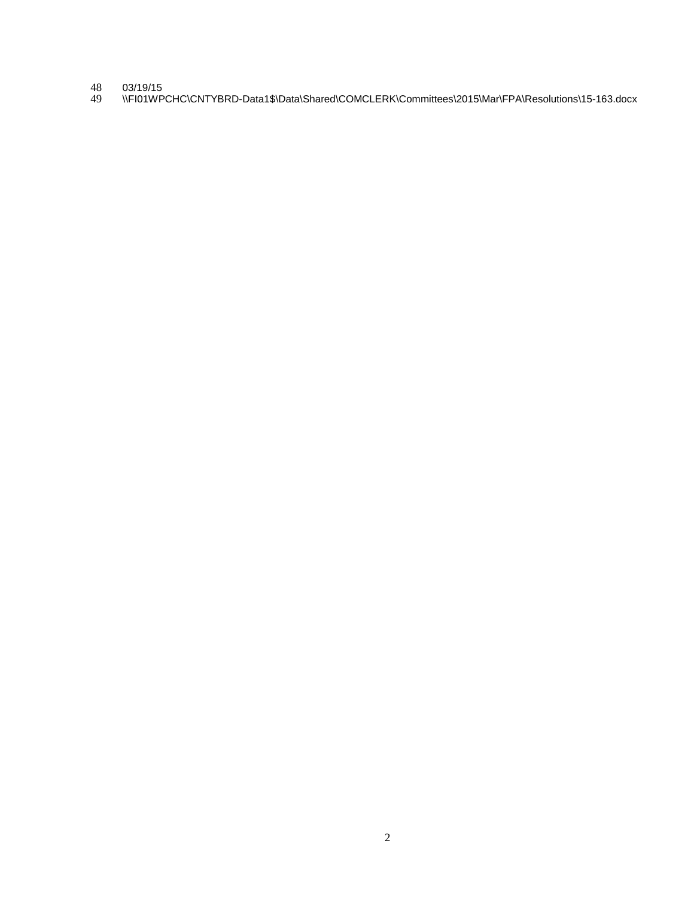48 03/19/15

49 \\FI01WPCHC\CNTYBRD-Data1$\Data\Shared\COMCLERK\Committees\2015\Mar\FPA\Resolutions\15-163.docx